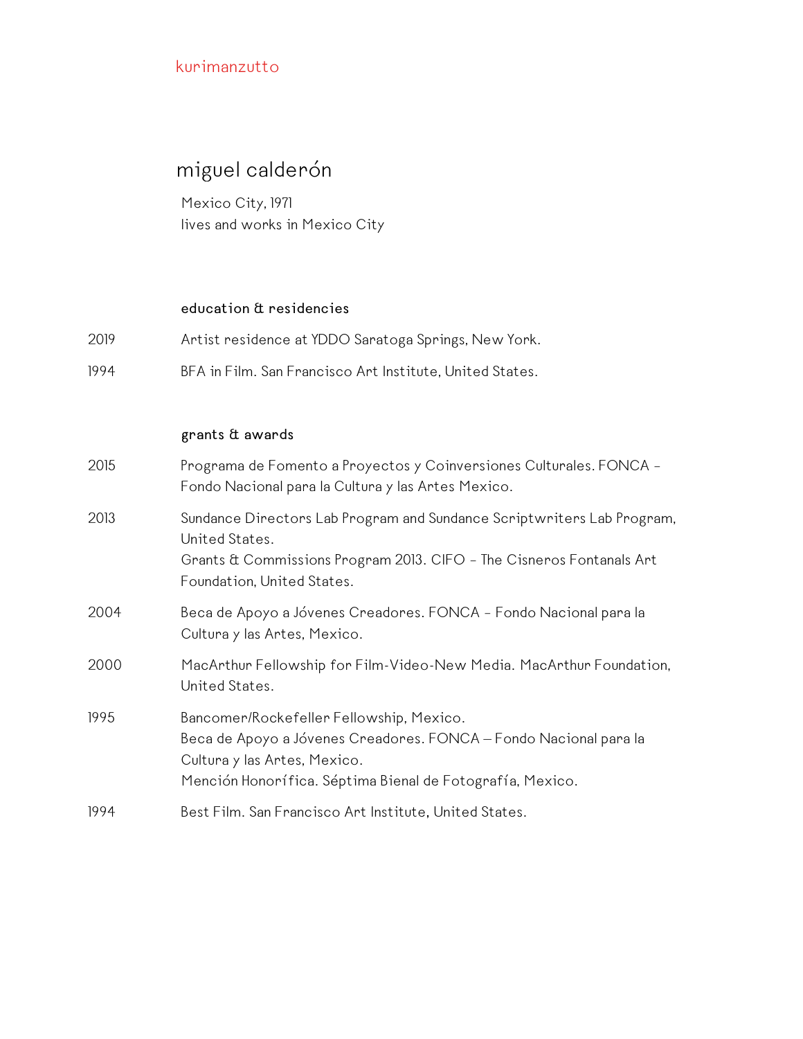kurimanzutto

# miguel calderón

Mexico City, 1971
lives and works in Mexico City

## education & residencies

2019 Artist residence at YDDO Saratoga Springs, New York.

1994 BFA in Film. San Francisco Art Institute, United States.

## grants & awards

2015 Programa de Fomento a Proyectos y Coinversiones Culturales. FONCA - Fondo Nacional para la Cultura y las Artes Mexico.

2013 Sundance Directors Lab Program and Sundance Scriptwriters Lab Program, United States.
Grants & Commissions Program 2013. CIFO - The Cisneros Fontanals Art Foundation, United States.

2004 Beca de Apoyo a Jóvenes Creadores. FONCA - Fondo Nacional para la Cultura y las Artes, Mexico.

2000 MacArthur Fellowship for Film-Video-New Media. MacArthur Foundation, United States.

1995 Bancomer/Rockefeller Fellowship, Mexico.
Beca de Apoyo a Jóvenes Creadores. FONCA – Fondo Nacional para la Cultura y las Artes, Mexico.
Mención Honorífica. Séptima Bienal de Fotografía, Mexico.

1994 Best Film. San Francisco Art Institute, United States.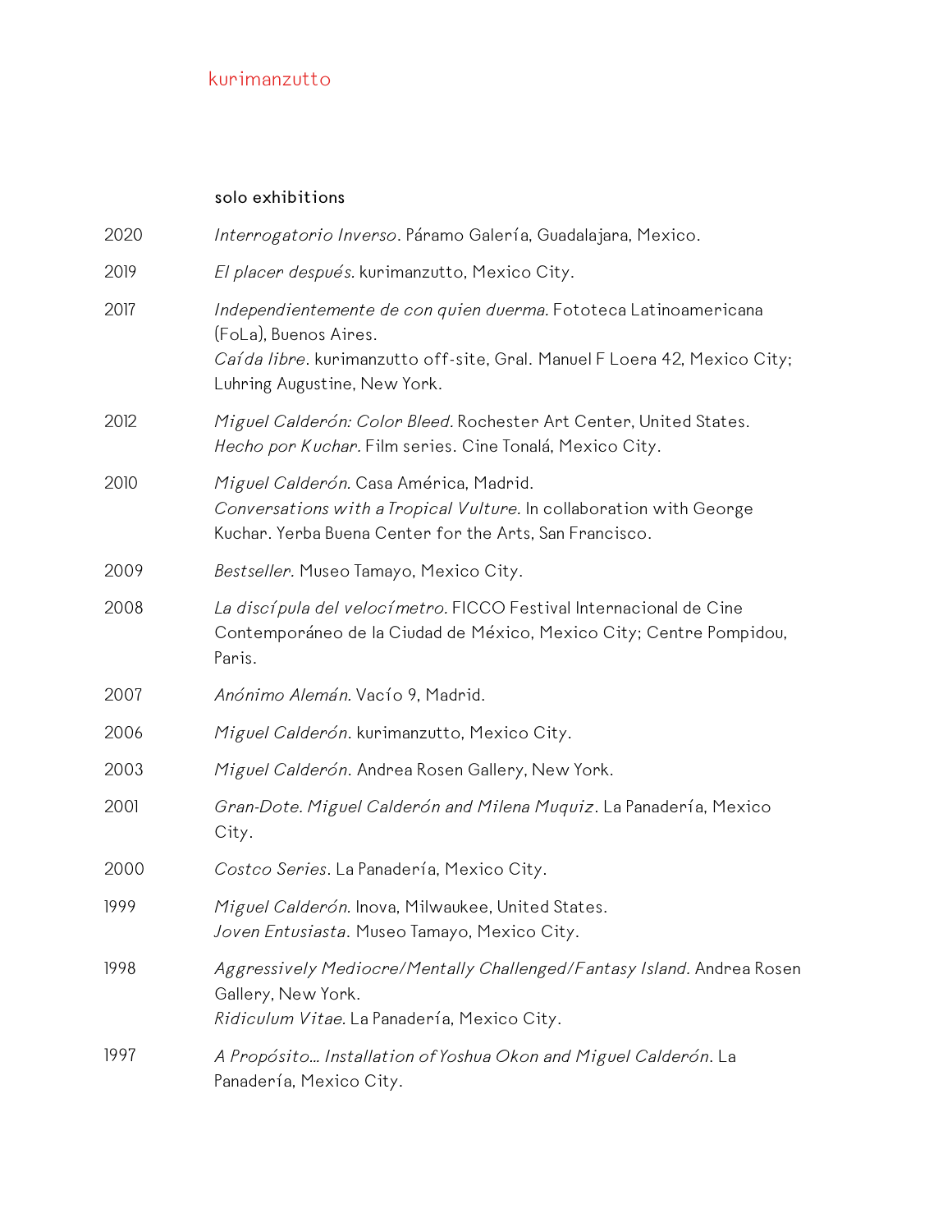## solo exhibitions

2020 *Interrogatorio Inverso*. Páramo Galería, Guadalajara, Mexico.

2019 *El placer después.* kurimanzutto, Mexico City.

2017 *Independientemente de con quien duerma.* Fototeca Latinoamericana (FoLa), Buenos Aires.
*Caída libre*. kurimanzutto off-site, Gral. Manuel F Loera 42, Mexico City; Luhring Augustine, New York.

2012 *Miguel Calderón: Color Bleed.* Rochester Art Center, United States.
*Hecho por Kuchar.* Film series. Cine Tonalá, Mexico City.

2010 *Miguel Calderón.* Casa América, Madrid.
*Conversations with a Tropical Vulture.* In collaboration with George Kuchar. Yerba Buena Center for the Arts, San Francisco.

2009 *Bestseller.* Museo Tamayo, Mexico City.

2008 *La discípula del velocímetro.* FICCO Festival Internacional de Cine Contemporáneo de la Ciudad de México, Mexico City; Centre Pompidou, Paris.

2007 *Anónimo Alemán.* Vacío 9, Madrid.

2006 *Miguel Calderón*. kurimanzutto, Mexico City.

2003 *Miguel Calderón*. Andrea Rosen Gallery, New York.

2001 *Gran-Dote. Miguel Calderón and Milena Muquiz*. La Panadería, Mexico City.

2000 *Costco Series*. La Panadería, Mexico City.

1999 *Miguel Calderón.* Inova, Milwaukee, United States.
*Joven Entusiasta*. Museo Tamayo, Mexico City.

1998 *Aggressively Mediocre/Mentally Challenged/Fantasy Island.* Andrea Rosen Gallery, New York.
*Ridiculum Vitae*. La Panadería, Mexico City.

1997 *A Propósito… Installation of Yoshua Okon and Miguel Calderón*. La Panadería, Mexico City.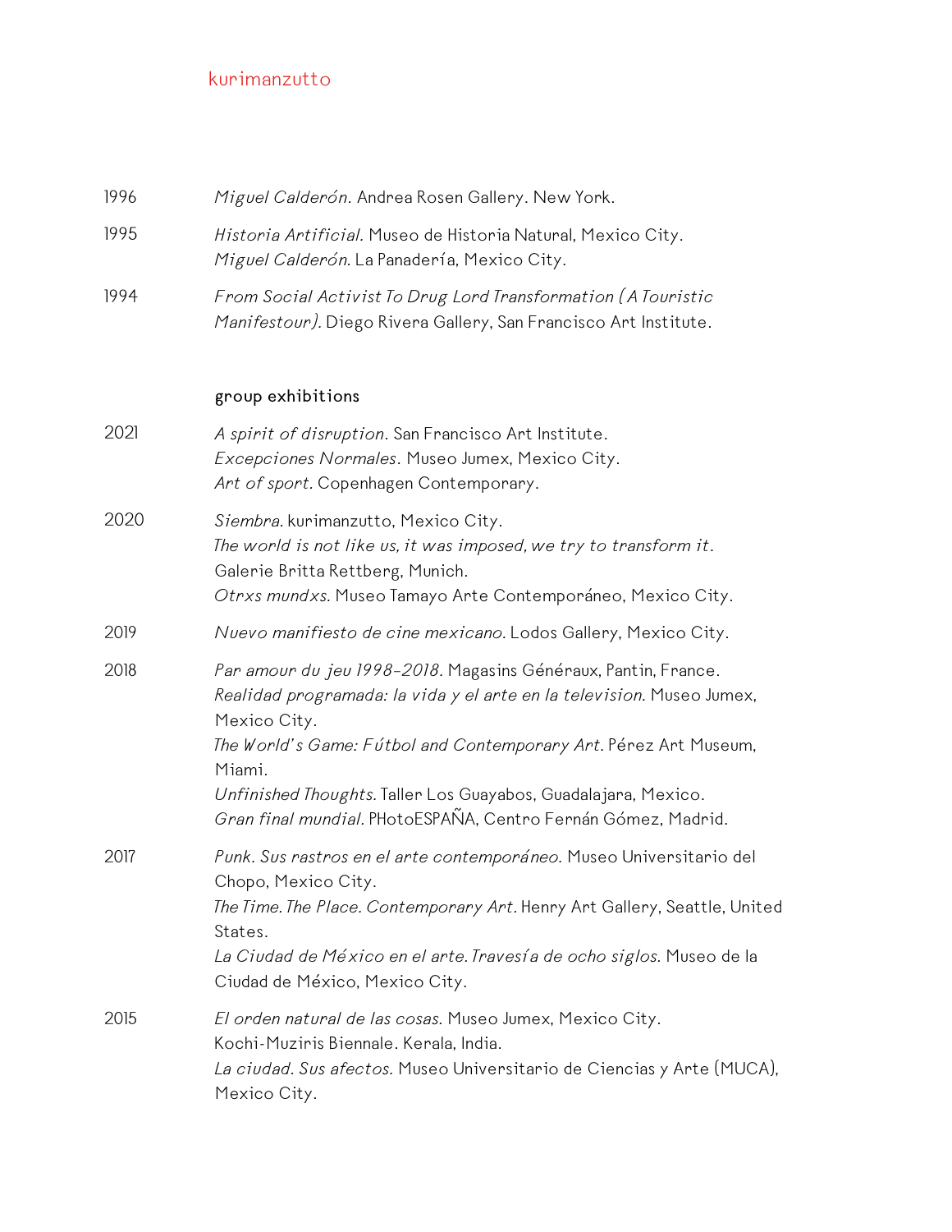1996 *Miguel Calderón*. Andrea Rosen Gallery. New York.

1995 *Historia Artificial*. Museo de Historia Natural, Mexico City.
*Miguel Calderón*. La Panadería, Mexico City.

1994 *From Social Activist To Drug Lord Transformation (A Touristic Manifestour)*. Diego Rivera Gallery, San Francisco Art Institute.

## group exhibitions

2021 *A spirit of disruption*. San Francisco Art Institute.
*Excepciones Normales*. Museo Jumex, Mexico City.
*Art of sport*. Copenhagen Contemporary.

2020 *Siembra*. kurimanzutto, Mexico City.
*The world is not like us, it was imposed, we try to transform it*. Galerie Britta Rettberg, Munich.
*Otrxs mundxs*. Museo Tamayo Arte Contemporáneo, Mexico City.

2019 *Nuevo manifiesto de cine mexicano*. Lodos Gallery, Mexico City.

2018 *Par amour du jeu 1998-2018*. Magasins Généraux, Pantin, France.
*Realidad programada: la vida y el arte en la television*. Museo Jumex, Mexico City.
*The World's Game: Fútbol and Contemporary Art*. Pérez Art Museum, Miami.
*Unfinished Thoughts*. Taller Los Guayabos, Guadalajara, Mexico.
*Gran final mundial*. PHotoESPAÑA, Centro Fernán Gómez, Madrid.

2017 *Punk. Sus rastros en el arte contemporáneo*. Museo Universitario del Chopo, Mexico City.
*The Time. The Place. Contemporary Art*. Henry Art Gallery, Seattle, United States.
*La Ciudad de México en el arte. Travesía de ocho siglos*. Museo de la Ciudad de México, Mexico City.

2015 *El orden natural de las cosas*. Museo Jumex, Mexico City.
Kochi-Muziris Biennale. Kerala, India.
*La ciudad. Sus afectos*. Museo Universitario de Ciencias y Arte (MUCA), Mexico City.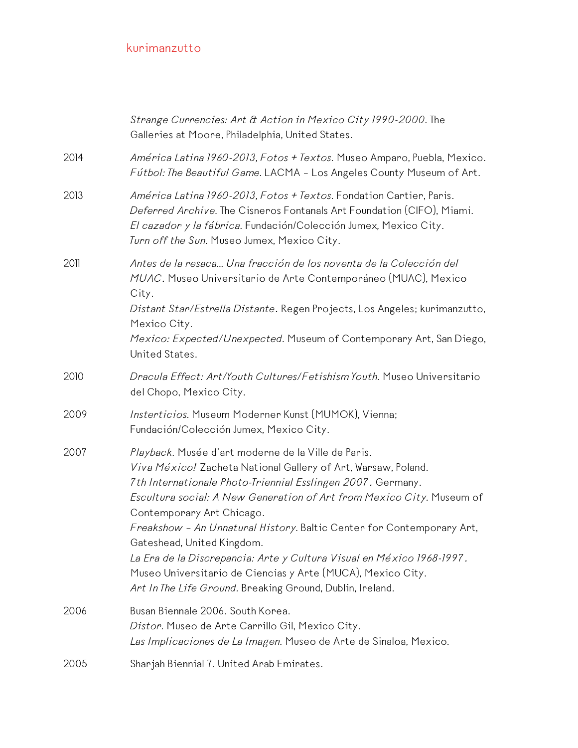*Strange Currencies: Art & Action in Mexico City 1990-2000*. The Galleries at Moore, Philadelphia, United States.

2014
*América Latina 1960-2013, Fotos + Textos.* Museo Amparo, Puebla, Mexico.
*Fútbol: The Beautiful Game.* LACMA – Los Angeles County Museum of Art.

2013
*América Latina 1960-2013, Fotos + Textos.* Fondation Cartier, Paris.
*Deferred Archive.* The Cisneros Fontanals Art Foundation (CIFO), Miami.
*El cazador y la fábrica.* Fundación/Colección Jumex, Mexico City.
*Turn off the Sun.* Museo Jumex, Mexico City.

2011
*Antes de la resaca... Una fracción de los noventa de la Colección del MUAC*. Museo Universitario de Arte Contemporáneo (MUAC), Mexico City.
*Distant Star/Estrella Distante*. Regen Projects, Los Angeles; kurimanzutto, Mexico City.
*Mexico: Expected/Unexpected.* Museum of Contemporary Art, San Diego, United States.

2010
*Dracula Effect: Art/Youth Cultures/Fetishism Youth.* Museo Universitario del Chopo, Mexico City.

2009
*Insterticios.* Museum Moderner Kunst (MUMOK), Vienna; Fundación/Colección Jumex, Mexico City.

2007
*Playback*. Musée d'art moderne de la Ville de Paris.
*Viva México!* Zacheta National Gallery of Art, Warsaw, Poland.
*7th Internationale Photo-Triennial Esslingen 2007*. Germany.
*Escultura social: A New Generation of Art from Mexico City.* Museum of Contemporary Art Chicago.
*Freakshow – An Unnatural History.* Baltic Center for Contemporary Art, Gateshead, United Kingdom.
*La Era de la Discrepancia: Arte y Cultura Visual en México 1968-1997*. Museo Universitario de Ciencias y Arte (MUCA), Mexico City.
*Art In The Life Ground*. Breaking Ground, Dublin, Ireland.

2006
Busan Biennale 2006. South Korea.
*Distor.* Museo de Arte Carrillo Gil, Mexico City.
*Las Implicaciones de La Imagen.* Museo de Arte de Sinaloa, Mexico.

2005
Sharjah Biennial 7. United Arab Emirates.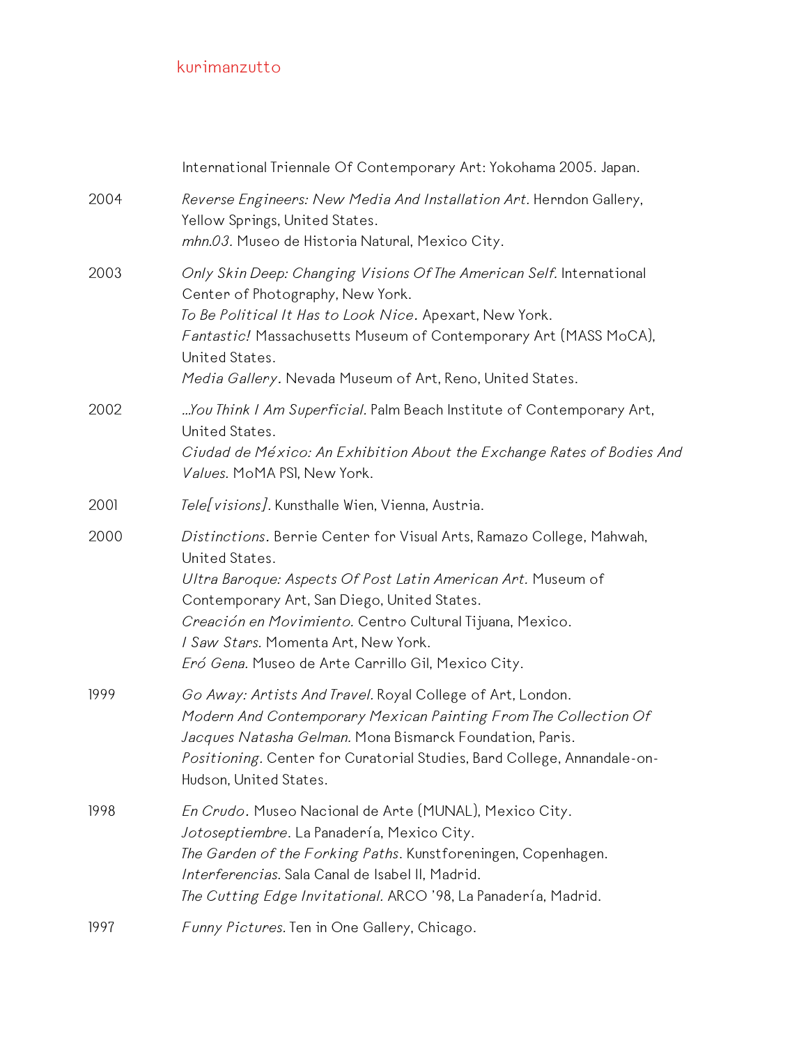International Triennale Of Contemporary Art: Yokohama 2005. Japan.

2004
*Reverse Engineers: New Media And Installation Art.* Herndon Gallery, Yellow Springs, United States.
*mhn.03.* Museo de Historia Natural, Mexico City.

2003
*Only Skin Deep: Changing Visions Of The American Self.* International Center of Photography, New York.
*To Be Political It Has to Look Nice.* Apexart, New York.
*Fantastic!* Massachusetts Museum of Contemporary Art (MASS MoCA), United States.
*Media Gallery.* Nevada Museum of Art, Reno, United States.

2002
*...You Think I Am Superficial.* Palm Beach Institute of Contemporary Art, United States.
*Ciudad de México: An Exhibition About the Exchange Rates of Bodies And Values.* MoMA PS1, New York.

2001
*Tele[visions].* Kunsthalle Wien, Vienna, Austria.

2000
*Distinctions.* Berrie Center for Visual Arts, Ramazo College, Mahwah, United States.
*Ultra Baroque: Aspects Of Post Latin American Art.* Museum of Contemporary Art, San Diego, United States.
*Creación en Movimiento.* Centro Cultural Tijuana, Mexico.
*I Saw Stars.* Momenta Art, New York.
*Eró Gena.* Museo de Arte Carrillo Gil, Mexico City.

1999
*Go Away: Artists And Travel.* Royal College of Art, London.
*Modern And Contemporary Mexican Painting From The Collection Of Jacques Natasha Gelman.* Mona Bismarck Foundation, Paris.
*Positioning.* Center for Curatorial Studies, Bard College, Annandale-on-Hudson, United States.

1998
*En Crudo.* Museo Nacional de Arte (MUNAL), Mexico City.
*Jotoseptiembre.* La Panadería, Mexico City.
*The Garden of the Forking Paths.* Kunstforeningen, Copenhagen.
*Interferencias.* Sala Canal de Isabel II, Madrid.
*The Cutting Edge Invitational.* ARCO '98, La Panadería, Madrid.

1997
*Funny Pictures.* Ten in One Gallery, Chicago.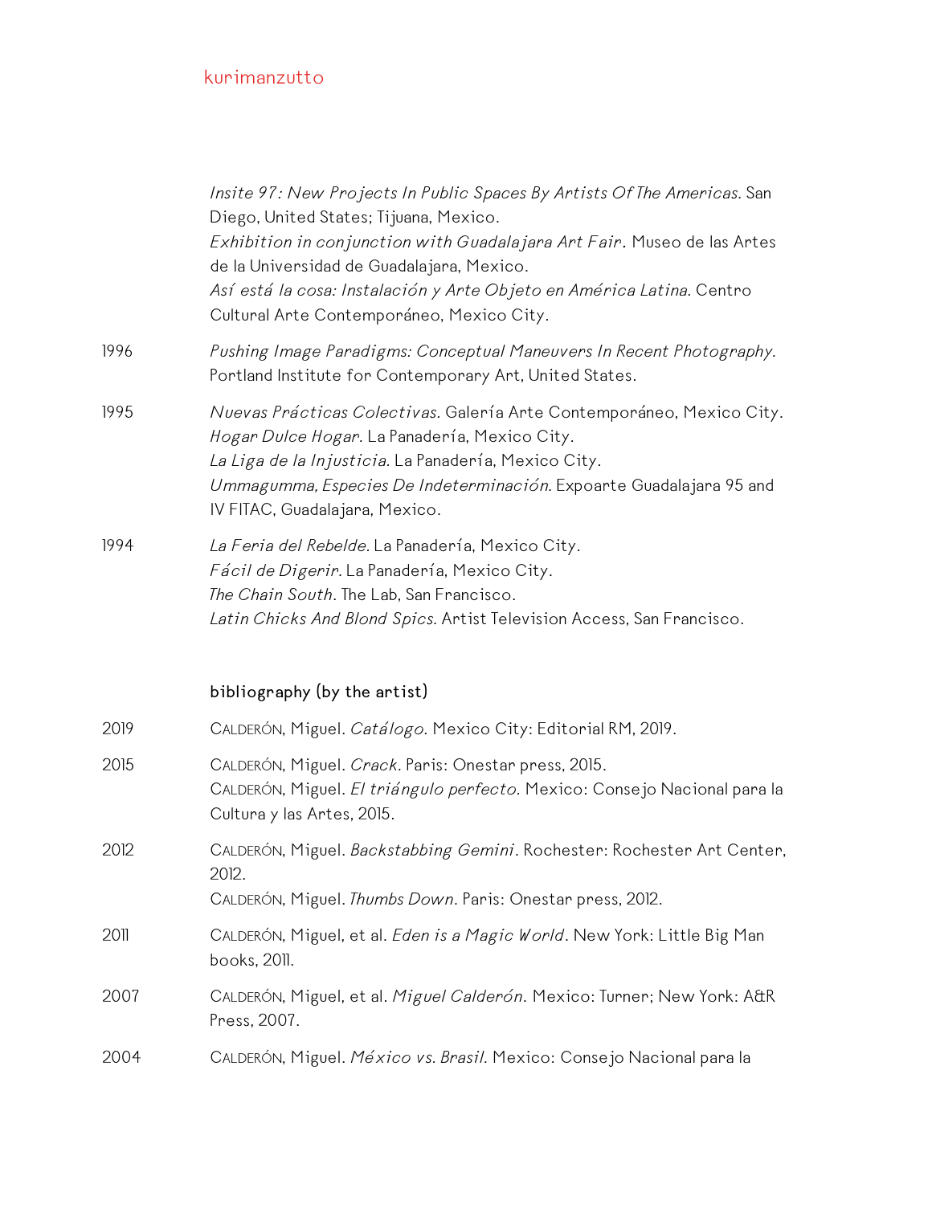*Insite 97: New Projects In Public Spaces By Artists Of The Americas.* San Diego, United States; Tijuana, Mexico.
*Exhibition in conjunction with Guadalajara Art Fair*. Museo de las Artes de la Universidad de Guadalajara, Mexico.
*Así está la cosa: Instalación y Arte Objeto en América Latina.* Centro Cultural Arte Contemporáneo, Mexico City.

1996 *Pushing Image Paradigms: Conceptual Maneuvers In Recent Photography.* Portland Institute for Contemporary Art, United States.

1995 *Nuevas Prácticas Colectivas.* Galería Arte Contemporáneo, Mexico City.
*Hogar Dulce Hogar.* La Panadería, Mexico City.
*La Liga de la Injusticia.* La Panadería, Mexico City.
*Ummagumma, Especies De Indeterminación.* Expoarte Guadalajara 95 and IV FITAC, Guadalajara, Mexico.

1994 *La Feria del Rebelde.* La Panadería, Mexico City.
*Fácil de Digerir*. La Panadería, Mexico City.
*The Chain South*. The Lab, San Francisco.
*Latin Chicks And Blond Spics.* Artist Television Access, San Francisco.

## bibliography (by the artist)

2019 Calderón, Miguel. *Catálogo.* Mexico City: Editorial RM, 2019.

2015 Calderón, Miguel. *Crack.* Paris: Onestar press, 2015.
Calderón, Miguel. *El triángulo perfecto.* Mexico: Consejo Nacional para la Cultura y las Artes, 2015.

2012 Calderón, Miguel. *Backstabbing Gemini*. Rochester: Rochester Art Center, 2012.
Calderón, Miguel. *Thumbs Down*. Paris: Onestar press, 2012.

2011 Calderón, Miguel, et al. *Eden is a Magic World*. New York: Little Big Man books, 2011.

2007 Calderón, Miguel, et al. *Miguel Calderón.* Mexico: Turner; New York: A&R Press, 2007.

2004 Calderón, Miguel. *México vs. Brasil.* Mexico: Consejo Nacional para la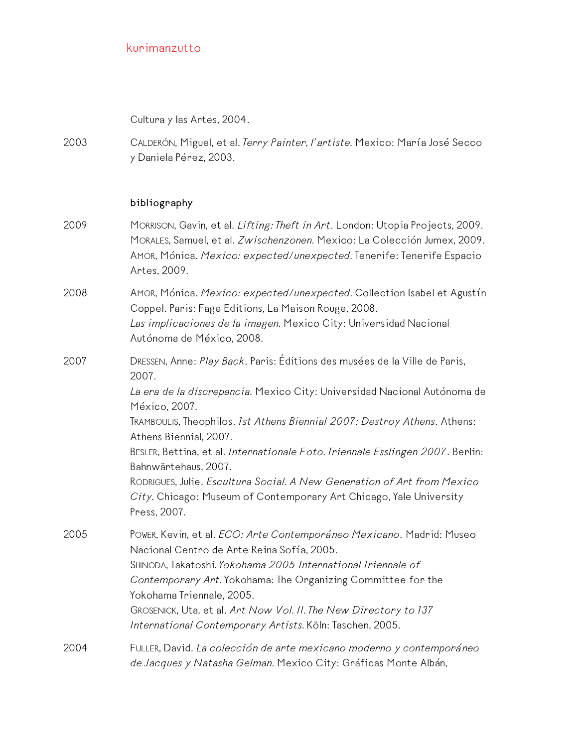Cultura y las Artes, 2004.

2003 Calderón, Miguel, et al. *Terry Painter, l'artiste.* Mexico: María José Secco y Daniela Pérez, 2003.

## bibliography

2009 Morrison, Gavin, et al. *Lifting: Theft in Art*. London: Utopia Projects, 2009.
Morales, Samuel, et al. *Zwischenzonen.* Mexico: La Colección Jumex, 2009.
Amor, Mónica. *Mexico: expected/unexpected.* Tenerife: Tenerife Espacio Artes, 2009.

2008 Amor, Mónica. *Mexico: expected/unexpected.* Collection Isabel et Agustín Coppel. Paris: Fage Editions, La Maison Rouge, 2008.
*Las implicaciones de la imagen.* Mexico City: Universidad Nacional Autónoma de México, 2008.

2007 Dressen, Anne: *Play Back*. Paris: Éditions des musées de la Ville de Paris, 2007.
*La era de la discrepancia.* Mexico City: Universidad Nacional Autónoma de México, 2007.
Tramboulis, Theophilos. *1st Athens Biennial 2007: Destroy Athens*. Athens: Athens Biennial, 2007.
Besler, Bettina, et al. *Internationale Foto. Triennale Esslingen 2007*. Berlin: Bahnwärtehaus, 2007.
Rodrigues, Julie. *Escultura Social. A New Generation of Art from Mexico City.* Chicago: Museum of Contemporary Art Chicago, Yale University Press, 2007.

2005 Power, Kevin, et al. *ECO: Arte Contemporáneo Mexicano*. Madrid: Museo Nacional Centro de Arte Reina Sofía, 2005.
Shinoda, Takatoshi. *Yokohama 2005 International Triennale of Contemporary Art.* Yokohama: The Organizing Committee for the Yokohama Triennale, 2005.
Grosenick, Uta, et al. *Art Now Vol. II. The New Directory to 137 International Contemporary Artists.* Köln: Taschen, 2005.

2004 Fuller, David. *La colección de arte mexicano moderno y contemporáneo de Jacques y Natasha Gelman.* Mexico City: Gráficas Monte Albán,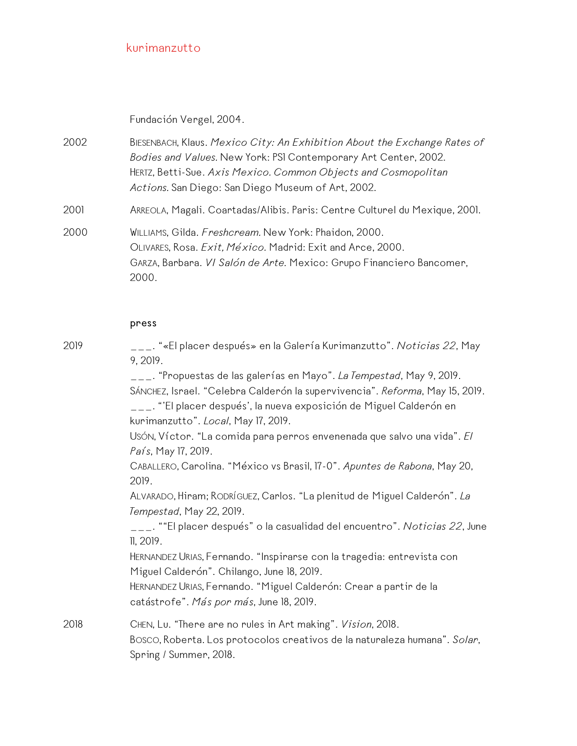Fundación Vergel, 2004.

2002 BIESENBACH, Klaus. *Mexico City: An Exhibition About the Exchange Rates of Bodies and Values.* New York: PS1 Contemporary Art Center, 2002.
HERTZ, Betti-Sue. *Axis Mexico. Common Objects and Cosmopolitan Actions.* San Diego: San Diego Museum of Art, 2002.

2001 ARREOLA, Magali. Coartadas/Alibis. Paris: Centre Culturel du Mexique, 2001.

2000 WILLIAMS, Gilda. *Freshcream.* New York: Phaidon, 2000.
OLIVARES, Rosa. *Exit, México.* Madrid: Exit and Arce, 2000.
GARZA, Barbara. *VI Salón de Arte.* Mexico: Grupo Financiero Bancomer, 2000.

## press

2019 ___. "«El placer después» en la Galería Kurimanzutto". *Noticias 22*, May 9, 2019.
___. "Propuestas de las galerías en Mayo". *La Tempestad*, May 9, 2019.
SÁNCHEZ, Israel. "Celebra Calderón la supervivencia". *Reforma*, May 15, 2019.
___. "'El placer después', la nueva exposición de Miguel Calderón en kurimanzutto". *Local*, May 17, 2019.
USÓN, Víctor. "La comida para perros envenenada que salvo una vida". *El País*, May 17, 2019.
CABALLERO, Carolina. "México vs Brasil, 17-0". *Apuntes de Rabona*, May 20, 2019.
ALVARADO, Hiram; RODRÍGUEZ, Carlos. "La plenitud de Miguel Calderón". *La Tempestad*, May 22, 2019.
___. ""El placer después" o la casualidad del encuentro". *Noticias 22*, June 11, 2019.
HERNANDEZ URIAS, Fernando. "Inspirarse con la tragedia: entrevista con Miguel Calderón". Chilango, June 18, 2019.
HERNANDEZ URIAS, Fernando. "Miguel Calderón: Crear a partir de la catástrofe". *Más por más*, June 18, 2019.

2018 CHEN, Lu. "There are no rules in Art making". *Vision*, 2018.
BOSCO, Roberta. Los protocolos creativos de la naturaleza humana". *Solar*, Spring / Summer, 2018.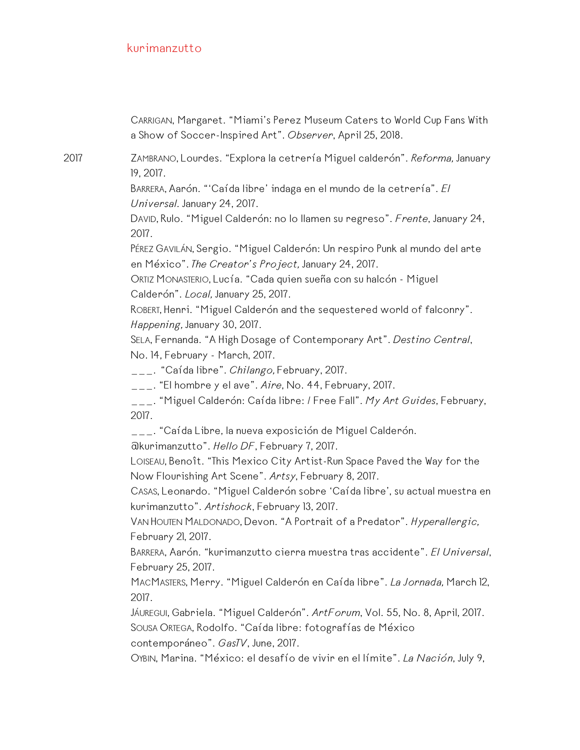Carrigan, Margaret. “Miami’s Perez Museum Caters to World Cup Fans With a Show of Soccer-Inspired Art”. *Observer*, April 25, 2018.

2017

Zambrano, Lourdes. “Explora la cetrería Miguel calderón”. *Reforma,* January 19, 2017.

Barrera, Aarón. “‘Caída libre’ indaga en el mundo de la cetrería”. *El Universal*. January 24, 2017.

David, Rulo. “Miguel Calderón: no lo llamen su regreso”. *Frente*, January 24, 2017.

Pérez Gavilán, Sergio. “Miguel Calderón: Un respiro Punk al mundo del arte en México”. *The Creator’s Project,* January 24, 2017.

Ortiz Monasterio, Lucía. “Cada quien sueña con su halcón - Miguel Calderón”. *Local,* January 25, 2017.

Robert, Henri. “Miguel Calderón and the sequestered world of falconry”. *Happening,* January 30, 2017.

Sela, Fernanda. “A High Dosage of Contemporary Art”. *Destino Central*, No. 14, February - March, 2017.

___. “Caída libre”. *Chilango,* February, 2017.

___. “El hombre y el ave”. *Aire*, No. 44, February, 2017.

___. “Miguel Calderón: Caída libre: / Free Fall”. *My Art Guides*, February, 2017.

___. “Caída Libre, la nueva exposición de Miguel Calderón. @kurimanzutto”. *Hello DF*, February 7, 2017.

Loiseau, Benoît. “This Mexico City Artist-Run Space Paved the Way for the Now Flourishing Art Scene”. *Artsy*, February 8, 2017.

Casas, Leonardo. “Miguel Calderón sobre ‘Caída libre’, su actual muestra en kurimanzutto”. *Artishock*, February 13, 2017.

Van Houten Maldonado, Devon. “A Portrait of a Predator”. *Hyperallergic,* February 21, 2017.

Barrera, Aarón. “kurimanzutto cierra muestra tras accidente”. *El Universal*, February 25, 2017.

MacMasters, Merry. “Miguel Calderón en Caída libre”. *La Jornada,* March 12, 2017.

Jáuregui, Gabriela. “Miguel Calderón”. *ArtForum*, Vol. 55, No. 8, April, 2017.

Sousa Ortega, Rodolfo. “Caída libre: fotografías de México contemporáneo”. *GasTV*, June, 2017.

Oybin, Marina. “México: el desafío de vivir en el límite”. *La Nación*, July 9,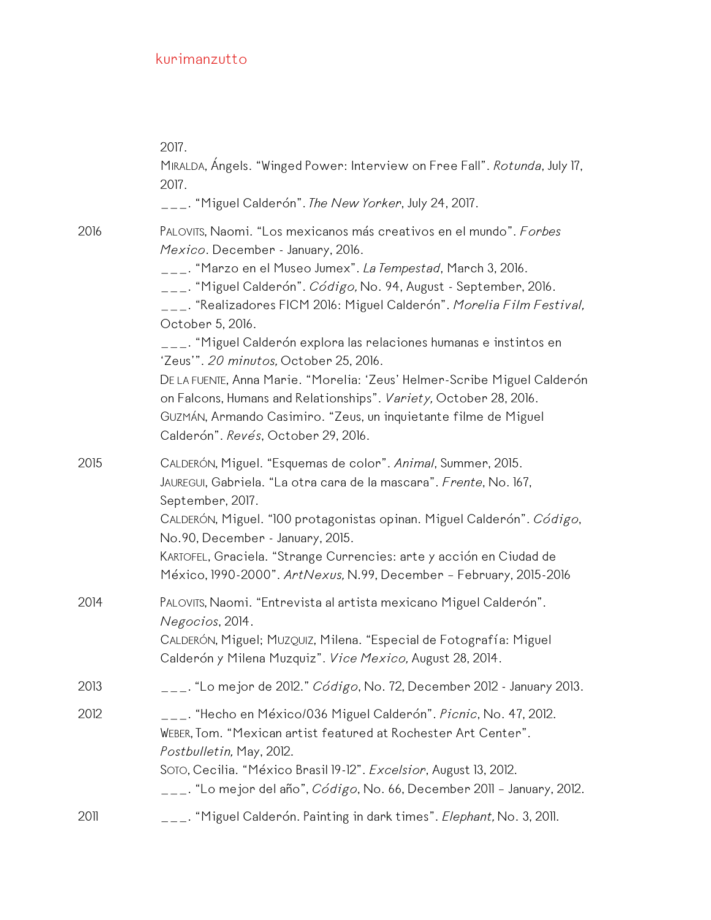2017.

Miralda, Ángels. "Winged Power: Interview on Free Fall". *Rotunda*, July 17, 2017.

___. "Miguel Calderón". *The New Yorker*, July 24, 2017.

2016

Palovits, Naomi. "Los mexicanos más creativos en el mundo". *Forbes Mexico*. December - January, 2016.

___. "Marzo en el Museo Jumex". *La Tempestad*, March 3, 2016.

___. "Miguel Calderón". *Código,* No. 94, August - September, 2016.

___. "Realizadores FICM 2016: Miguel Calderón". *Morelia Film Festival,* October 5, 2016.

___. "Miguel Calderón explora las relaciones humanas e instintos en 'Zeus'". *20 minutos,* October 25, 2016.

De la fuente, Anna Marie. "Morelia: 'Zeus' Helmer-Scribe Miguel Calderón on Falcons, Humans and Relationships". *Variety,* October 28, 2016.

Guzmán, Armando Casimiro. "Zeus, un inquietante filme de Miguel Calderón". *Revés*, October 29, 2016.

2015

Calderón, Miguel. "Esquemas de color". *Animal*, Summer, 2015.

Jauregui, Gabriela. "La otra cara de la mascara". *Frente*, No. 167, September, 2017.

Calderón, Miguel. "100 protagonistas opinan. Miguel Calderón". *Código*, No.90, December - January, 2015.

Kartofel, Graciela. "Strange Currencies: arte y acción en Ciudad de México, 1990-2000". *ArtNexus,* N.99, December – February, 2015-2016

2014

Palovits, Naomi. "Entrevista al artista mexicano Miguel Calderón". *Negocios*, 2014.

Calderón, Miguel; Muzquiz, Milena. "Especial de Fotografía: Miguel Calderón y Milena Muzquiz". *Vice Mexico,* August 28, 2014.

2013

___. "Lo mejor de 2012." *Código*, No. 72, December 2012 - January 2013.

2012

___. "Hecho en México/036 Miguel Calderón". *Picnic*, No. 47, 2012.

Weber, Tom. "Mexican artist featured at Rochester Art Center". *Postbulletin,* May, 2012.

Soto, Cecilia. "México Brasil 19-12". *Excelsior*, August 13, 2012.

___. "Lo mejor del año", *Código*, No. 66, December 2011 – January, 2012.

2011

___. "Miguel Calderón. Painting in dark times". *Elephant,* No. 3, 2011.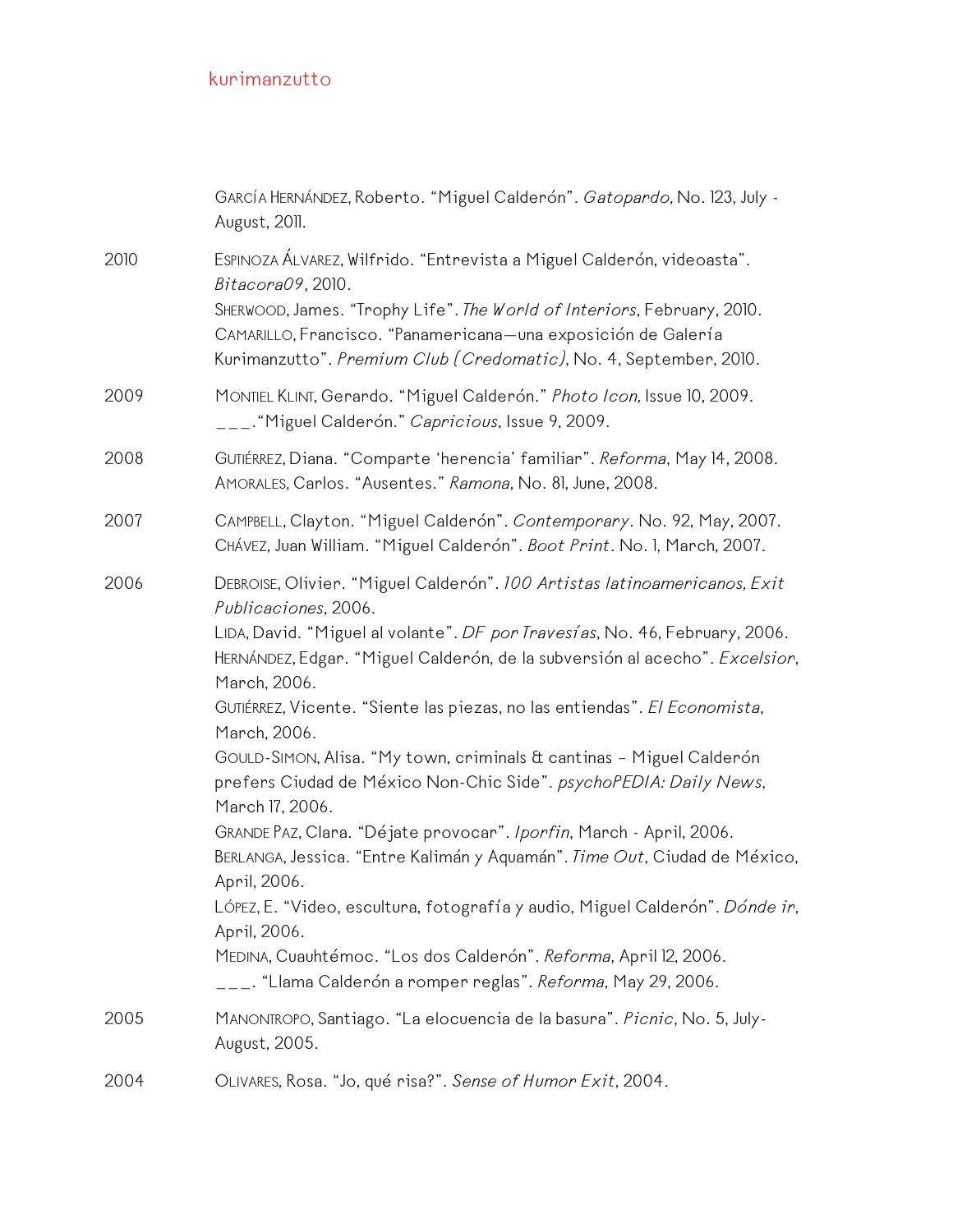García Hernández, Roberto. “Miguel Calderón”. *Gatopardo,* No. 123, July - August, 2011.

2010 Espinoza Álvarez, Wilfrido. “Entrevista a Miguel Calderón, videoasta”. *Bitacora09*, 2010.
Sherwood, James. “Trophy Life”. *The World of Interiors*, February, 2010.
Camarillo, Francisco. “Panamericana—una exposición de Galería Kurimanzutto”. *Premium Club (Credomatic)*, No. 4, September, 2010.

2009 Montiel Klint, Gerardo. “Miguel Calderón.” *Photo Icon,* Issue 10, 2009.
___.“Miguel Calderón.” *Capricious*, Issue 9, 2009.

2008 Gutiérrez, Diana. “Comparte ‘herencia’ familiar”. *Reforma*, May 14, 2008.
Amorales, Carlos. “Ausentes.” *Ramona*, No. 81, June, 2008.

2007 Campbell, Clayton. “Miguel Calderón”. *Contemporary*. No. 92, May, 2007.
Chávez, Juan William. “Miguel Calderón”. *Boot Print*. No. 1, March, 2007.

2006 Debroise, Olivier. “Miguel Calderón”. *100 Artistas latinoamericanos, Exit Publicaciones*, 2006.
Lida, David. “Miguel al volante”. *DF por Travesías*, No. 46, February, 2006.
Hernández, Edgar. “Miguel Calderón, de la subversión al acecho”. *Excelsior*, March, 2006.
Gutiérrez, Vicente. “Siente las piezas, no las entiendas”. *El Economista*, March, 2006.
Gould-Simon, Alisa. “My town, criminals & cantinas – Miguel Calderón prefers Ciudad de México Non-Chic Side”. *psychoPEDIA: Daily News*, March 17, 2006.
Grande Paz, Clara. “Déjate provocar”. *Iporfin*, March - April, 2006.
Berlanga, Jessica. “Entre Kalimán y Aquamán”. *Time Out*, Ciudad de México, April, 2006.
López, E. “Video, escultura, fotografía y audio, Miguel Calderón”. *Dónde ir*, April, 2006.
Medina, Cuauhtémoc. “Los dos Calderón”. *Reforma*, April 12, 2006.
___. “Llama Calderón a romper reglas”. *Reforma*, May 29, 2006.

2005 Manontropo, Santiago. “La elocuencia de la basura”. *Picnic*, No. 5, July-August, 2005.

2004 Olivares, Rosa. “Jo, qué risa?”. *Sense of Humor Exit*, 2004.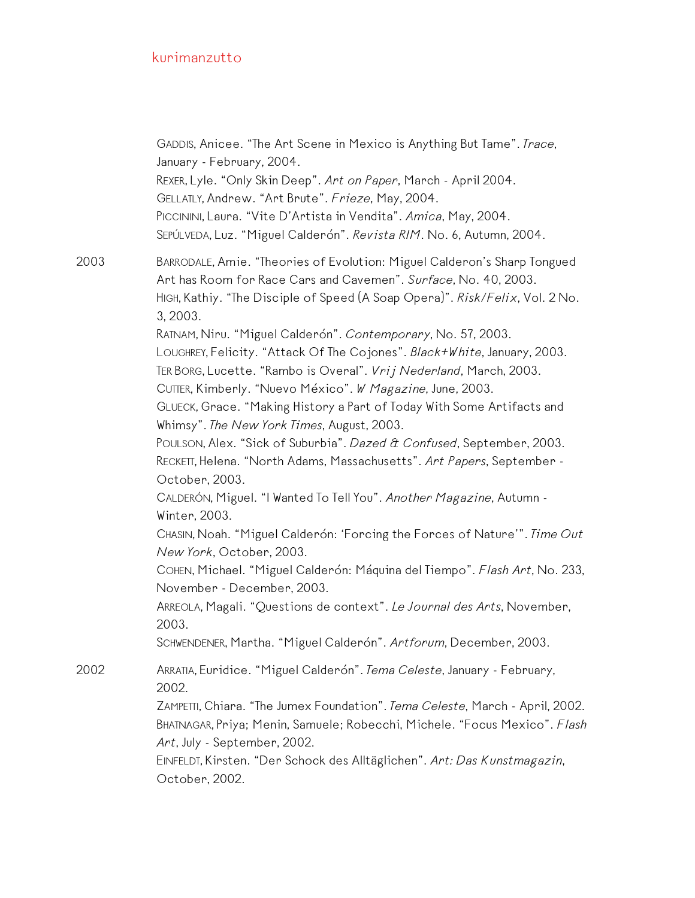Gaddis, Anicee. “The Art Scene in Mexico is Anything But Tame”. *Trace*, January - February, 2004.
Rexer, Lyle. “Only Skin Deep”. *Art on Paper*, March - April 2004.
Gellatly, Andrew. “Art Brute”. *Frieze*, May, 2004.
Piccinini, Laura. “Vite D’Artista in Vendita”. *Amica*, May, 2004.
Sepúlveda, Luz. “Miguel Calderón”. *Revista RIM*. No. 6, Autumn, 2004.

2003

Barrodale, Amie. “Theories of Evolution: Miguel Calderon’s Sharp Tongued Art has Room for Race Cars and Cavemen”. *Surface*, No. 40, 2003.
High, Kathiy. “The Disciple of Speed (A Soap Opera)”. *Risk/Felix*, Vol. 2 No. 3, 2003.
Ratnam, Niru. “Miguel Calderón”. *Contemporary*, No. 57, 2003.
Loughrey, Felicity. “Attack Of The Cojones”. *Black+White*, January, 2003.
Ter Borg, Lucette. “Rambo is Overal”. *Vrij Nederland*, March, 2003.
Cutter, Kimberly. “Nuevo México”. *W Magazine*, June, 2003.
Glueck, Grace. “Making History a Part of Today With Some Artifacts and Whimsy”. *The New York Times*, August, 2003.
Poulson, Alex. “Sick of Suburbia”. *Dazed & Confused*, September, 2003.
Reckett, Helena. “North Adams, Massachusetts”. *Art Papers*, September - October, 2003.
Calderón, Miguel. “I Wanted To Tell You”. *Another Magazine*, Autumn - Winter, 2003.
Chasin, Noah. “Miguel Calderón: ‘Forcing the Forces of Nature’”. *Time Out New York*, October, 2003.
Cohen, Michael. “Miguel Calderón: Máquina del Tiempo”. *Flash Art*, No. 233, November - December, 2003.
Arreola, Magali. “Questions de context”. *Le Journal des Arts*, November, 2003.
Schwendener, Martha. “Miguel Calderón”. *Artforum*, December, 2003.

2002

Arratia, Euridice. “Miguel Calderón”. *Tema Celeste*, January - February, 2002.
Zampetti, Chiara. “The Jumex Foundation”. *Tema Celeste*, March - April, 2002.
Bhatnagar, Priya; Menin, Samuele; Robecchi, Michele. “Focus Mexico”. *Flash Art*, July - September, 2002.
Einfeldt, Kirsten. “Der Schock des Alltäglichen”. *Art: Das Kunstmagazin*, October, 2002.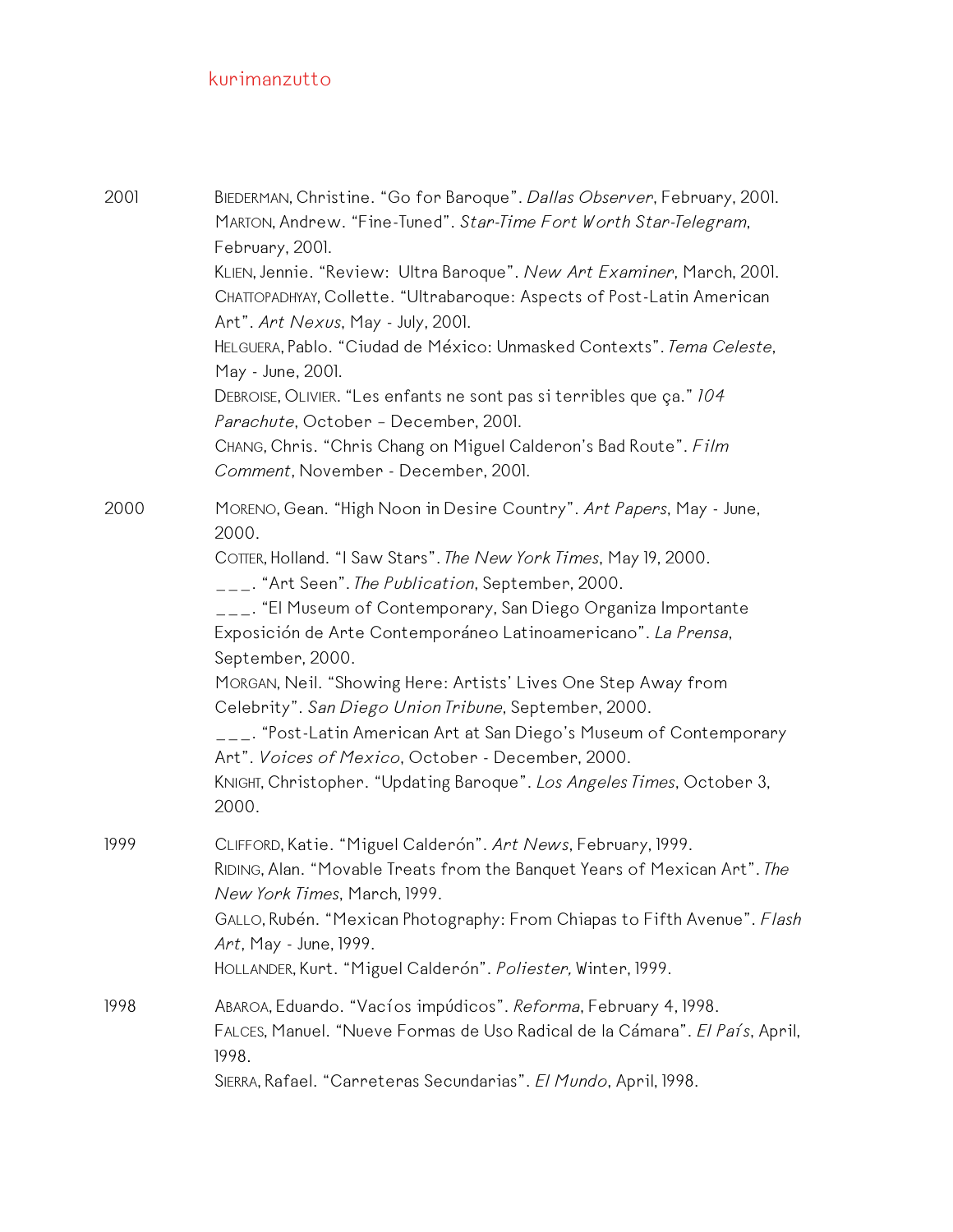2001

BIEDERMAN, Christine. "Go for Baroque". *Dallas Observer*, February, 2001.
MARTON, Andrew. "Fine-Tuned". *Star-Time Fort Worth Star-Telegram*, February, 2001.
KLIEN, Jennie. "Review: Ultra Baroque". *New Art Examiner*, March, 2001.
CHATTOPADHYAY, Collette. "Ultrabaroque: Aspects of Post-Latin American Art". *Art Nexus*, May - July, 2001.
HELGUERA, Pablo. "Ciudad de México: Unmasked Contexts". *Tema Celeste*, May - June, 2001.
DEBROISE, OLIVIER. "Les enfants ne sont pas si terribles que ça." *104 Parachute*, October – December, 2001.
CHANG, Chris. "Chris Chang on Miguel Calderon's Bad Route". *Film Comment*, November - December, 2001.

2000

MORENO, Gean. "High Noon in Desire Country". *Art Papers*, May - June, 2000.
COTTER, Holland. "I Saw Stars". *The New York Times*, May 19, 2000.
___. "Art Seen". *The Publication*, September, 2000.
___. "El Museum of Contemporary, San Diego Organiza Importante Exposición de Arte Contemporáneo Latinoamericano". *La Prensa*, September, 2000.
MORGAN, Neil. "Showing Here: Artists' Lives One Step Away from Celebrity". *San Diego Union Tribune*, September, 2000.
___. "Post-Latin American Art at San Diego's Museum of Contemporary Art". *Voices of Mexico*, October - December, 2000.
KNIGHT, Christopher. "Updating Baroque". *Los Angeles Times*, October 3, 2000.

1999

CLIFFORD, Katie. "Miguel Calderón". *Art News*, February, 1999.
RIDING, Alan. "Movable Treats from the Banquet Years of Mexican Art". *The New York Times*, March, 1999.
GALLO, Rubén. "Mexican Photography: From Chiapas to Fifth Avenue". *Flash Art*, May - June, 1999.
HOLLANDER, Kurt. "Miguel Calderón". *Poliester,* Winter, 1999.

1998

ABAROA, Eduardo. "Vacíos impúdicos". *Reforma*, February 4, 1998.
FALCES, Manuel. "Nueve Formas de Uso Radical de la Cámara". *El País*, April, 1998.
SIERRA, Rafael. "Carreteras Secundarias". *El Mundo*, April, 1998.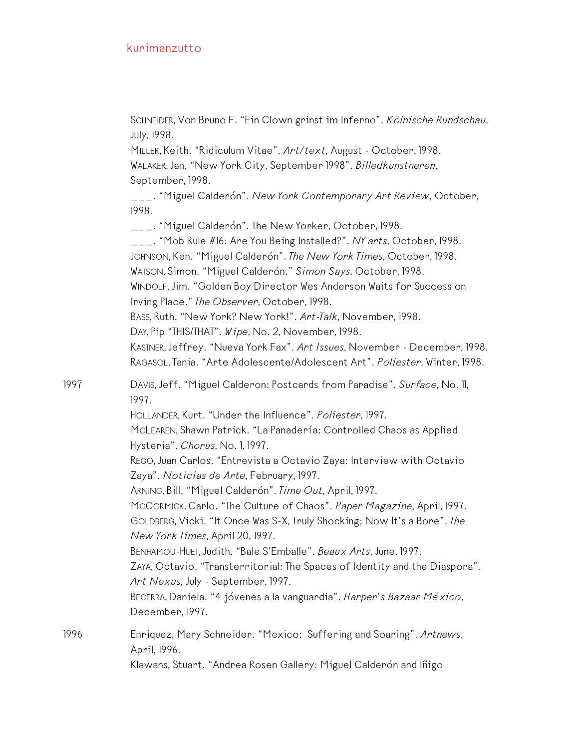SCHNEIDER, Von Bruno F. “Ein Clown grinst im Inferno”. *Kölnische Rundschau*, July, 1998.
MILLER, Keith. “Ridiculum Vitae”. *Art/text*, August - October, 1998.
WALAKER, Jan. “New York City, September 1998”. *Billedkunstneren*, September, 1998.
___. “Miguel Calderón”. *New York Contemporary Art Review*, October, 1998.
___. “Miguel Calderón”. The New Yorker, October, 1998.
___. “Mob Rule #16: Are You Being Installed?”. *NY arts*, October, 1998.
JOHNSON, Ken. “Miguel Calderón”. *The New York Times*, October, 1998.
WATSON, Simon. “Miguel Calderón.” *Simon Says*, October, 1998.
WINDOLF, Jim. “Golden Boy Director Wes Anderson Waits for Success on Irving Place.” *The Observer,* October, 1998.
BASS, Ruth. “New York? New York!”. *Art-Talk*, November, 1998.
DAY, Pip “THIS/THAT”. *Wipe*, No. 2, November, 1998.
KASTNER, Jeffrey. “Nueva York Fax”. *Art Issues*, November - December, 1998.
RAGASOL, Tania. “Arte Adolescente/Adolescent Art”. *Poliester*, Winter, 1998.

1997

DAVIS, Jeff. “Miguel Calderon: Postcards from Paradise”. *Surface*, No. 11, 1997.
HOLLANDER, Kurt. “Under the Influence”. *Poliester*, 1997.
MCLEAREN, Shawn Patrick. “La Panadería: Controlled Chaos as Applied Hysteria”. *Chorus*, No. 1, 1997.
REGO, Juan Carlos. “Entrevista a Octavio Zaya: Interview with Octavio Zaya”. *Noticias de Arte*, February, 1997.
ARNING, Bill. “Miguel Calderón”. *Time Out*, April, 1997.
MCCORMICK, Carlo. “The Culture of Chaos”. *Paper Magazine*, April, 1997.
GOLDBERG, Vicki. “It Once Was S-X, Truly Shocking; Now It’s a Bore”. *The New York Times*, April 20, 1997.
BENHAMOU-HUET, Judith. “Bale S’Emballe”. *Beaux Arts*, June, 1997.
ZAYA, Octavio. “Transterritorial: The Spaces of Identity and the Diaspora”. *Art Nexus*, July - September, 1997.
BECERRA, Daniela. “4 jóvenes a la vanguardia”. *Harper’s Bazaar México*, December, 1997.

1996

Enriquez, Mary Schneider. “Mexico: Suffering and Soaring”. *Artnews*, April, 1996.
Klawans, Stuart. “Andrea Rosen Gallery: Miguel Calderón and Iñigo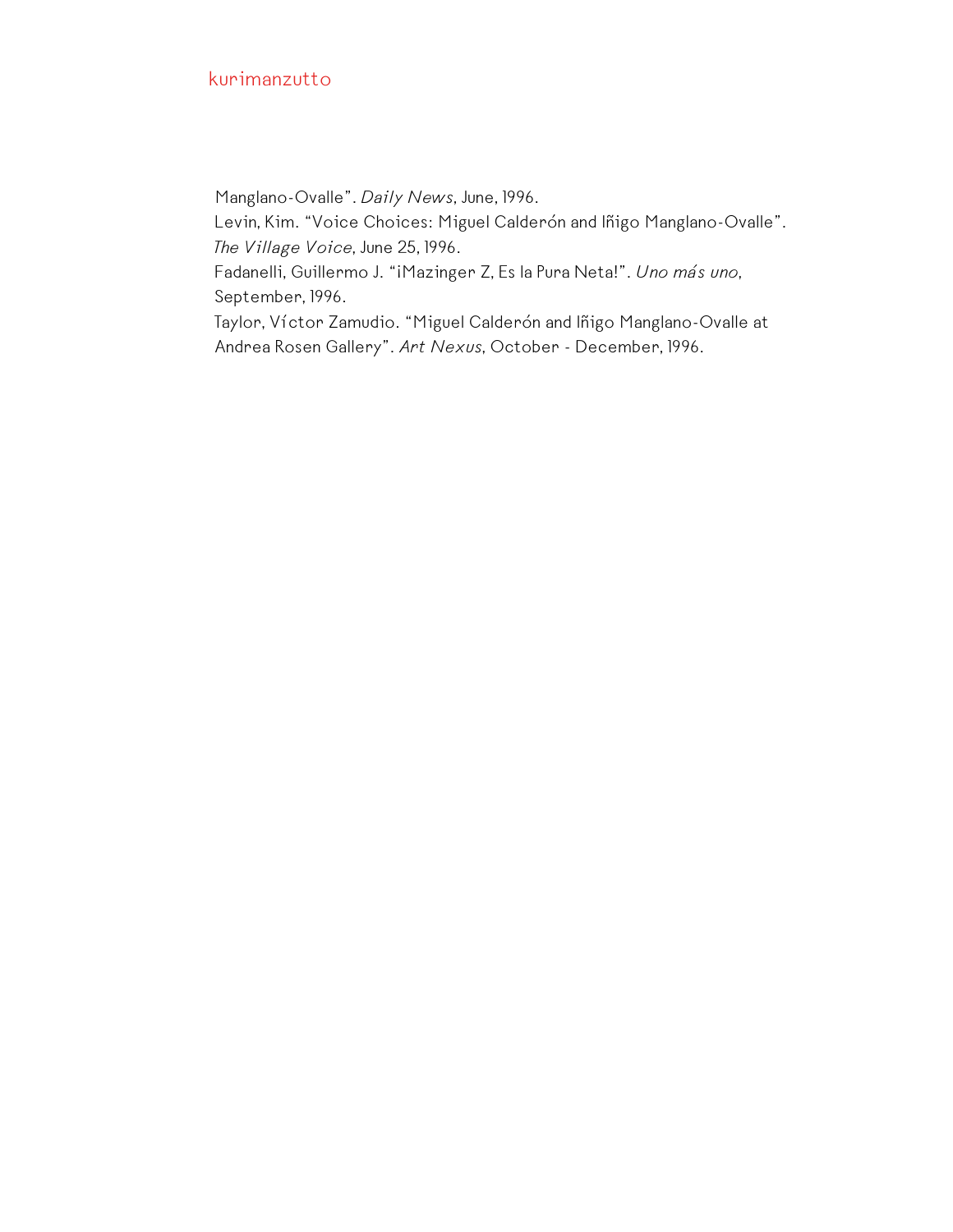Manglano-Ovalle". *Daily News*, June, 1996.
Levin, Kim. "Voice Choices: Miguel Calderón and Iñigo Manglano-Ovalle". *The Village Voice*, June 25, 1996.
Fadanelli, Guillermo J. "¡Mazinger Z, Es la Pura Neta!". *Uno más uno*, September, 1996.
Taylor, Víctor Zamudio. "Miguel Calderón and Iñigo Manglano-Ovalle at Andrea Rosen Gallery". *Art Nexus*, October - December, 1996.